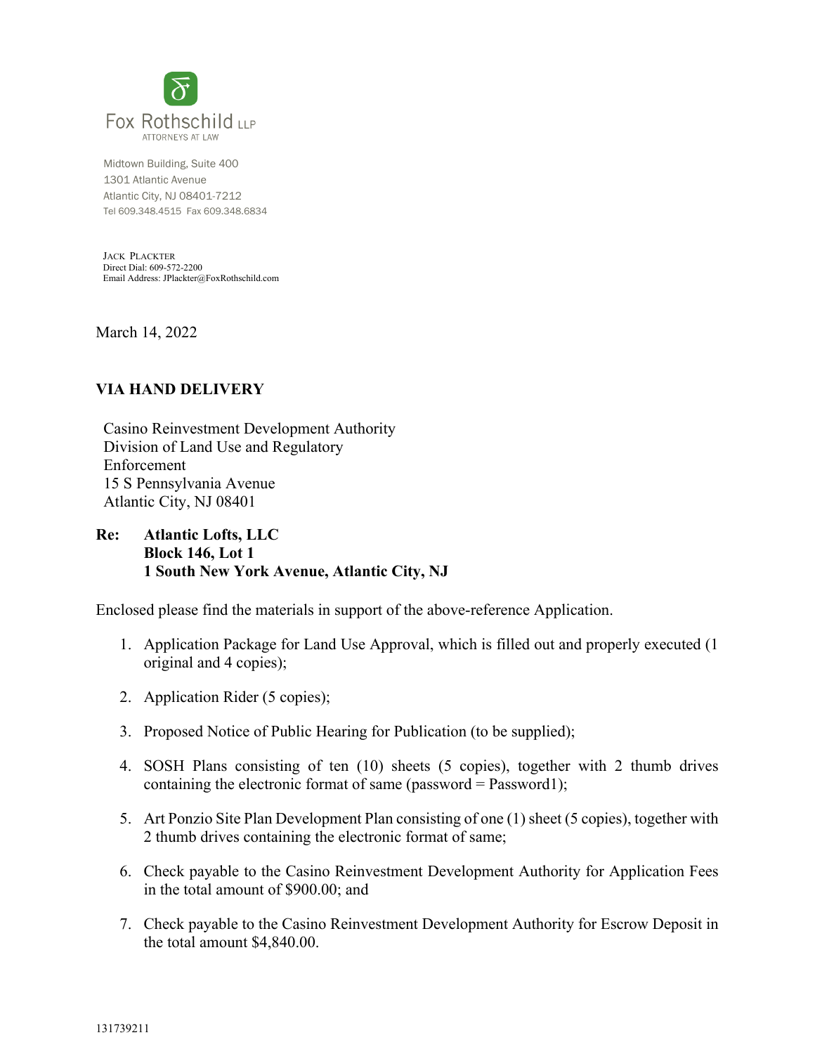Fox Rothschild LLP
ATTORNEYS AT LAW

Midtown Building, Suite 400
1301 Atlantic Avenue
Atlantic City, NJ 08401-7212
Tel 609.348.4515 Fax 609.348.6834

JACK PLACKTER
Direct Dial: 609-572-2200
Email Address: JPlackter@FoxRothschild.com

March 14, 2022

**VIA HAND DELIVERY**

Casino Reinvestment Development Authority
Division of Land Use and Regulatory Enforcement
15 S Pennsylvania Avenue
Atlantic City, NJ 08401

**Re: Atlantic Lofts, LLC**
**Block 146, Lot 1**
**1 South New York Avenue, Atlantic City, NJ**

Enclosed please find the materials in support of the above-reference Application.

1. Application Package for Land Use Approval, which is filled out and properly executed (1 original and 4 copies);
2. Application Rider (5 copies);
3. Proposed Notice of Public Hearing for Publication (to be supplied);
4. SOSH Plans consisting of ten (10) sheets (5 copies), together with 2 thumb drives containing the electronic format of same (password = Password1);
5. Art Ponzio Site Plan Development Plan consisting of one (1) sheet (5 copies), together with 2 thumb drives containing the electronic format of same;
6. Check payable to the Casino Reinvestment Development Authority for Application Fees in the total amount of $900.00; and
7. Check payable to the Casino Reinvestment Development Authority for Escrow Deposit in the total amount $4,840.00.

131739211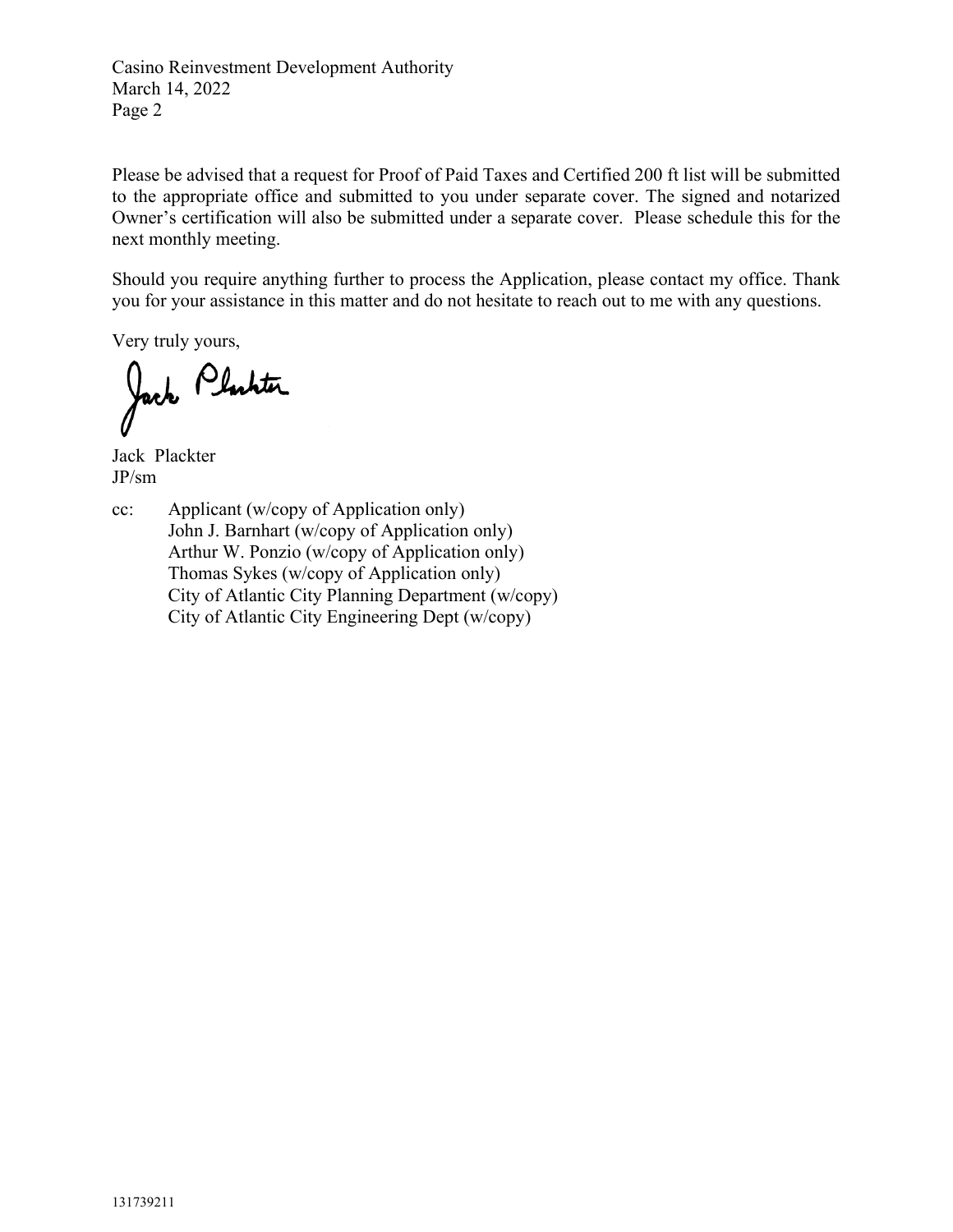Please be advised that a request for Proof of Paid Taxes and Certified 200 ft list will be submitted to the appropriate office and submitted to you under separate cover. The signed and notarized Owner's certification will also be submitted under a separate cover. Please schedule this for the next monthly meeting.

Should you require anything further to process the Application, please contact my office. Thank you for your assistance in this matter and do not hesitate to reach out to me with any questions.

Very truly yours,

Jack Plackter

Jack Plackter
JP/sm

cc: Applicant (w/copy of Application only)
John J. Barnhart (w/copy of Application only)
Arthur W. Ponzio (w/copy of Application only)
Thomas Sykes (w/copy of Application only)
City of Atlantic City Planning Department (w/copy)
City of Atlantic City Engineering Dept (w/copy)

131739211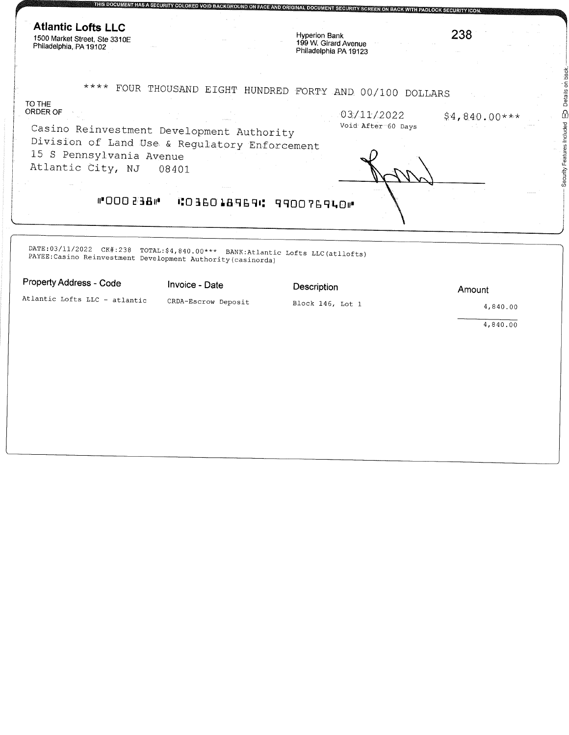THIS DOCUMENT HAS A SECURITY COLORED VOID BACKGROUND ON FACE AND ORIGINAL DOCUMENT SECURITY SCREEN ON BACK WITH PADLOCK SECURITY ICON.

**Atlantic Lofts LLC**
1500 Market Street, Ste 3310E
Philadelphia, PA 19102

Hyperion Bank
199 W. Girard Avenue
Philadelphia PA 19123

238

**** FOUR THOUSAND EIGHT HUNDRED FORTY AND 00/100 DOLLARS

TO THE ORDER OF

03/11/2022 $4,840.00***

Void After 60 Days

Casino Reinvestment Development Authority
Division of Land Use & Regulatory Enforcement
15 S Pennsylvania Avenue
Atlantic City, NJ 08401

⑈000238⑈ ⑆036018969⑆ 9900769400⑈

Security Features Included. Details on back.

DATE:03/11/2022 CK#:238 TOTAL:$4,840.00*** BANK:Atlantic Lofts LLC(atllofts)
PAYEE:Casino Reinvestment Development Authority(casinorda)

| Property Address - Code | Invoice - Date | Description | Amount |
|---|---|---|---|
| Atlantic Lofts LLC - atlantic | CRDA-Escrow Deposit | Block 146, Lot 1 | 4,840.00 |
| | | | 4,840.00 |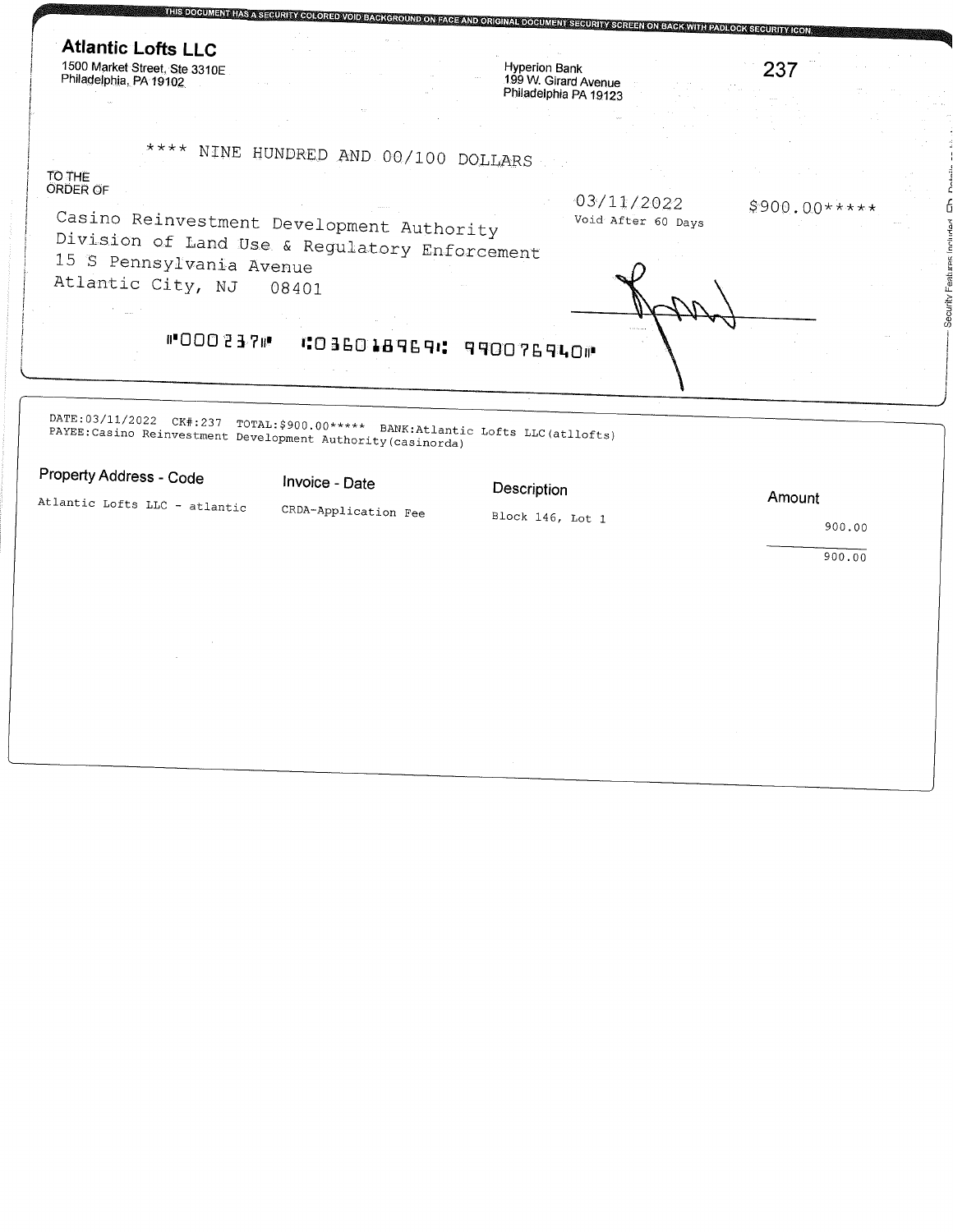THIS DOCUMENT HAS A SECURITY COLORED VOID BACKGROUND ON FACE AND ORIGINAL DOCUMENT SECURITY SCREEN ON BACK WITH PADLOCK SECURITY ICON.

**Atlantic Lofts LLC**
1500 Market Street, Ste 3310E
Philadelphia, PA 19102

Hyperion Bank
199 W. Girard Avenue
Philadelphia PA 19123

237

**** NINE HUNDRED AND 00/100 DOLLARS

TO THE
ORDER OF

Casino Reinvestment Development Authority
Division of Land Use & Regulatory Enforcement
15 S Pennsylvania Avenue
Atlantic City, NJ 08401

03/11/2022
Void After 60 Days

$900.00*****

⑈000237⑈ ⑆036018969⑆ 9900769140⑈

---

DATE:03/11/2022 CK#:237 TOTAL:$900.00***** BANK:Atlantic Lofts LLC(atllofts)
PAYEE:Casino Reinvestment Development Authority(casinorda)

| Property Address - Code | Invoice - Date | Description | Amount |
| --- | --- | --- | --- |
| Atlantic Lofts LLC - atlantic | CRDA-Application Fee | Block 146, Lot 1 | 900.00 |
| | | | 900.00 |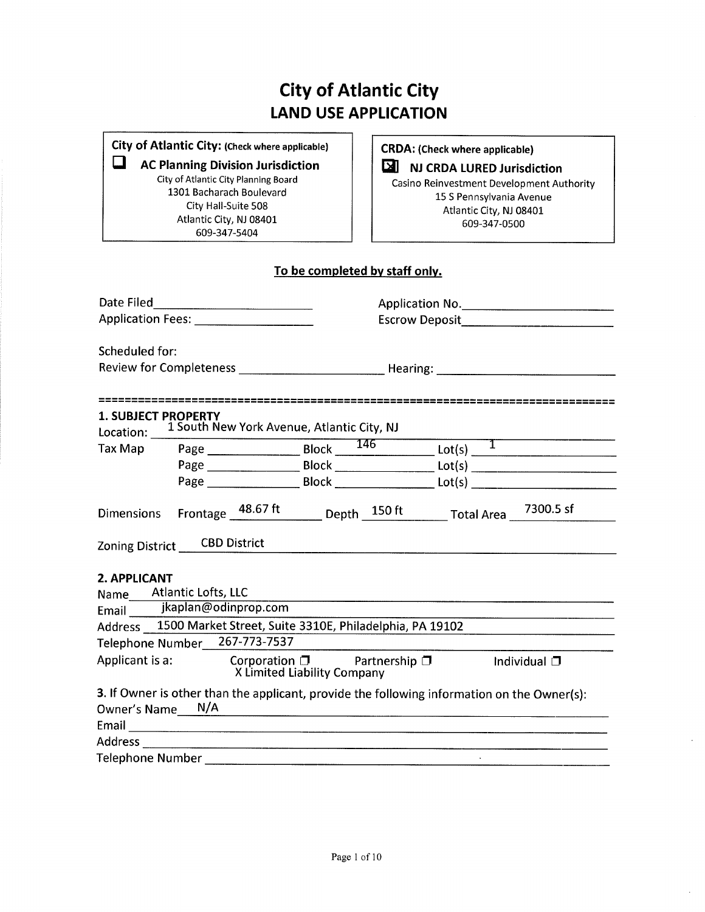# City of Atlantic City
## LAND USE APPLICATION

| City of Atlantic City: (Check where applicable) | CRDA: (Check where applicable) |
|---|---|
| ☐ **AC Planning Division Jurisdiction** | ☒ **NJ CRDA LURED Jurisdiction** |
| City of Atlantic City Planning Board | Casino Reinvestment Development Authority |
| 1301 Bacharach Boulevard | 15 S Pennsylvania Avenue |
| City Hall-Suite 508 | Atlantic City, NJ 08401 |
| Atlantic City, NJ 08401 | 609-347-0500 |
| 609-347-5404 | |

**To be completed by staff only.**

Date Filed ____________________ Application No. ____________________

Application Fees: ____________________ Escrow Deposit ____________________

Scheduled for:

Review for Completeness ____________________ Hearing: ____________________

==============================================================================

**1. SUBJECT PROPERTY**

Location: 1 South New York Avenue, Atlantic City, NJ

| Tax Map | Page | Block | Lot(s) |
|---|---|---|---|
| | | 146 | 1 |
| | | | |
| | | | |

Dimensions Frontage 48.67 ft Depth 150 ft Total Area 7300.5 sf

Zoning District CBD District

**2. APPLICANT**

Name Atlantic Lofts, LLC

Email jkaplan@odinprop.com

Address 1500 Market Street, Suite 3310E, Philadelphia, PA 19102

Telephone Number 267-773-7537

Applicant is a: Corporation ☐ Partnership ☐ Individual ☐
X Limited Liability Company

**3.** If Owner is other than the applicant, provide the following information on the Owner(s):

Owner's Name N/A

Email

Address

Telephone Number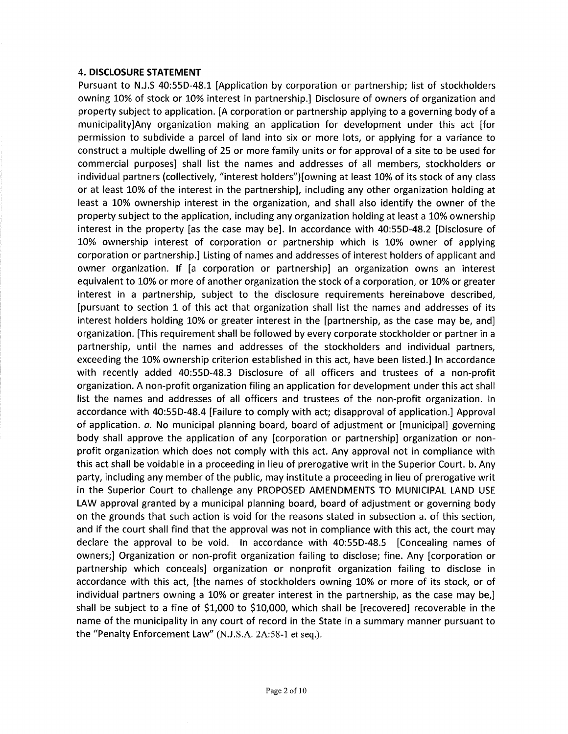**4. DISCLOSURE STATEMENT**

Pursuant to N.J.S 40:55D-48.1 [Application by corporation or partnership; list of stockholders owning 10% of stock or 10% interest in partnership.] Disclosure of owners of organization and property subject to application. [A corporation or partnership applying to a governing body of a municipality]Any organization making an application for development under this act [for permission to subdivide a parcel of land into six or more lots, or applying for a variance to construct a multiple dwelling of 25 or more family units or for approval of a site to be used for commercial purposes] shall list the names and addresses of all members, stockholders or individual partners (collectively, "interest holders")[owning at least 10% of its stock of any class or at least 10% of the interest in the partnership], including any other organization holding at least a 10% ownership interest in the organization, and shall also identify the owner of the property subject to the application, including any organization holding at least a 10% ownership interest in the property [as the case may be]. In accordance with 40:55D-48.2 [Disclosure of 10% ownership interest of corporation or partnership which is 10% owner of applying corporation or partnership.] Listing of names and addresses of interest holders of applicant and owner organization. If [a corporation or partnership] an organization owns an interest equivalent to 10% or more of another organization the stock of a corporation, or 10% or greater interest in a partnership, subject to the disclosure requirements hereinabove described, [pursuant to section 1 of this act that organization shall list the names and addresses of its interest holders holding 10% or greater interest in the [partnership, as the case may be, and] organization. [This requirement shall be followed by every corporate stockholder or partner in a partnership, until the names and addresses of the stockholders and individual partners, exceeding the 10% ownership criterion established in this act, have been listed.] In accordance with recently added 40:55D-48.3 Disclosure of all officers and trustees of a non-profit organization. A non-profit organization filing an application for development under this act shall list the names and addresses of all officers and trustees of the non-profit organization. In accordance with 40:55D-48.4 [Failure to comply with act; disapproval of application.] Approval of application. *a.* No municipal planning board, board of adjustment or [municipal] governing body shall approve the application of any [corporation or partnership] organization or non-profit organization which does not comply with this act. Any approval not in compliance with this act shall be voidable in a proceeding in lieu of prerogative writ in the Superior Court. b. Any party, including any member of the public, may institute a proceeding in lieu of prerogative writ in the Superior Court to challenge any PROPOSED AMENDMENTS TO MUNICIPAL LAND USE LAW approval granted by a municipal planning board, board of adjustment or governing body on the grounds that such action is void for the reasons stated in subsection a. of this section, and if the court shall find that the approval was not in compliance with this act, the court may declare the approval to be void. In accordance with 40:55D-48.5 [Concealing names of owners;] Organization or non-profit organization failing to disclose; fine. Any [corporation or partnership which conceals] organization or nonprofit organization failing to disclose in accordance with this act, [the names of stockholders owning 10% or more of its stock, or of individual partners owning a 10% or greater interest in the partnership, as the case may be,] shall be subject to a fine of $1,000 to $10,000, which shall be [recovered] recoverable in the name of the municipality in any court of record in the State in a summary manner pursuant to the "Penalty Enforcement Law" (N.J.S.A. 2A:58-1 et seq.).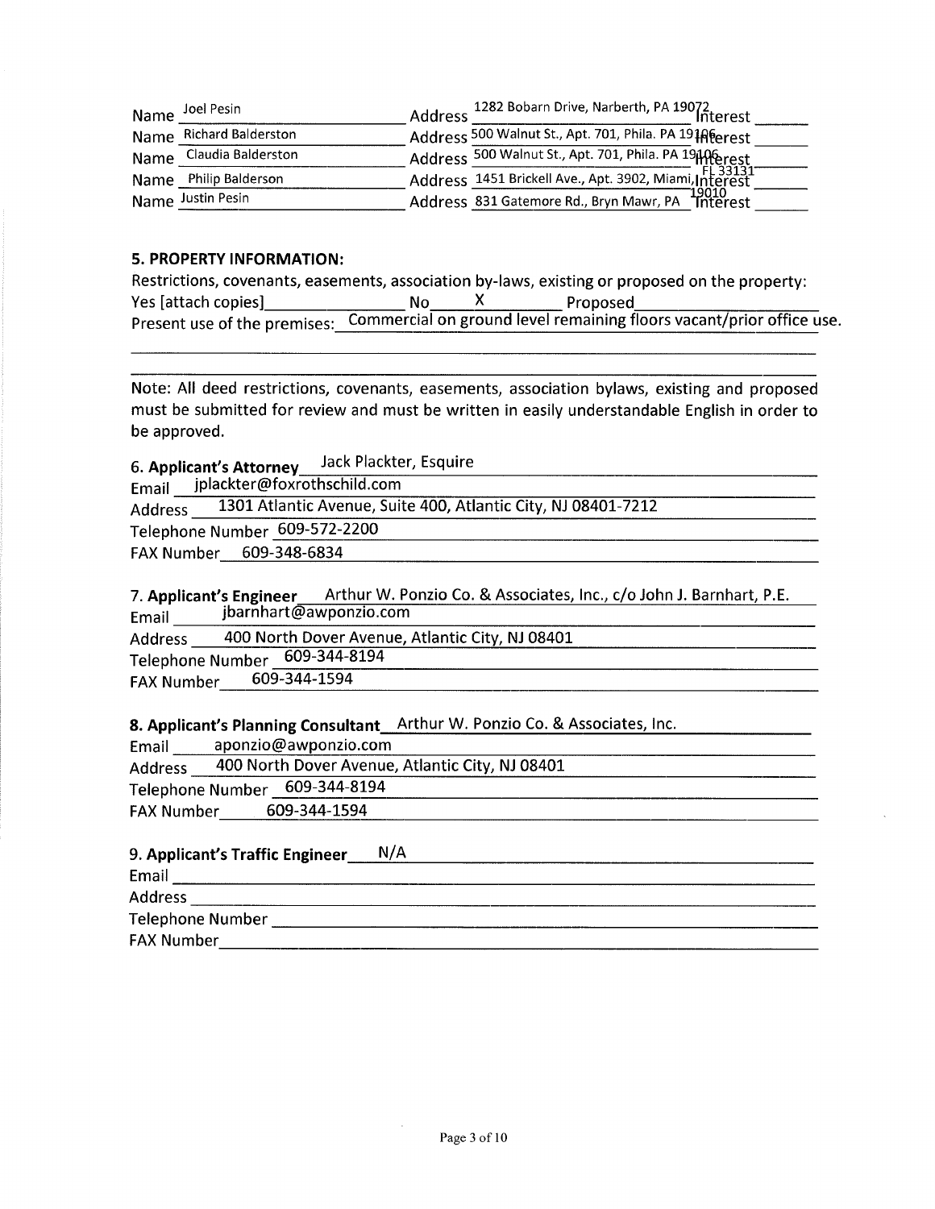Name Joel Pesin Address 1282 Bobarn Drive, Narberth, PA 19072 Interest ______

Name Richard Balderston Address 500 Walnut St., Apt. 701, Phila. PA 19106 Interest ______

Name Claudia Balderston Address 500 Walnut St., Apt. 701, Phila. PA 19106 Interest ______

Name Philip Balderson Address 1451 Brickell Ave., Apt. 3902, Miami, FL 33131 Interest ______

Name Justin Pesin Address 831 Gatemore Rd., Bryn Mawr, PA 19010 Interest ______

**5. PROPERTY INFORMATION:**

Restrictions, covenants, easements, association by-laws, existing or proposed on the property:

Yes [attach copies]__________ No X Proposed__________

Present use of the premises: Commercial on ground level remaining floors vacant/prior office use.

Note: All deed restrictions, covenants, easements, association bylaws, existing and proposed must be submitted for review and must be written in easily understandable English in order to be approved.

**6. Applicant's Attorney** Jack Plackter, Esquire

Email jplackter@foxrothschild.com

Address 1301 Atlantic Avenue, Suite 400, Atlantic City, NJ 08401-7212

Telephone Number 609-572-2200

FAX Number 609-348-6834

**7. Applicant's Engineer** Arthur W. Ponzio Co. & Associates, Inc., c/o John J. Barnhart, P.E.

Email jbarnhart@awponzio.com

Address 400 North Dover Avenue, Atlantic City, NJ 08401

Telephone Number 609-344-8194

FAX Number 609-344-1594

**8. Applicant's Planning Consultant** Arthur W. Ponzio Co. & Associates, Inc.

Email aponzio@awponzio.com

Address 400 North Dover Avenue, Atlantic City, NJ 08401

Telephone Number 609-344-8194

FAX Number 609-344-1594

**9. Applicant's Traffic Engineer** N/A

Email __________

Address __________

Telephone Number __________

FAX Number __________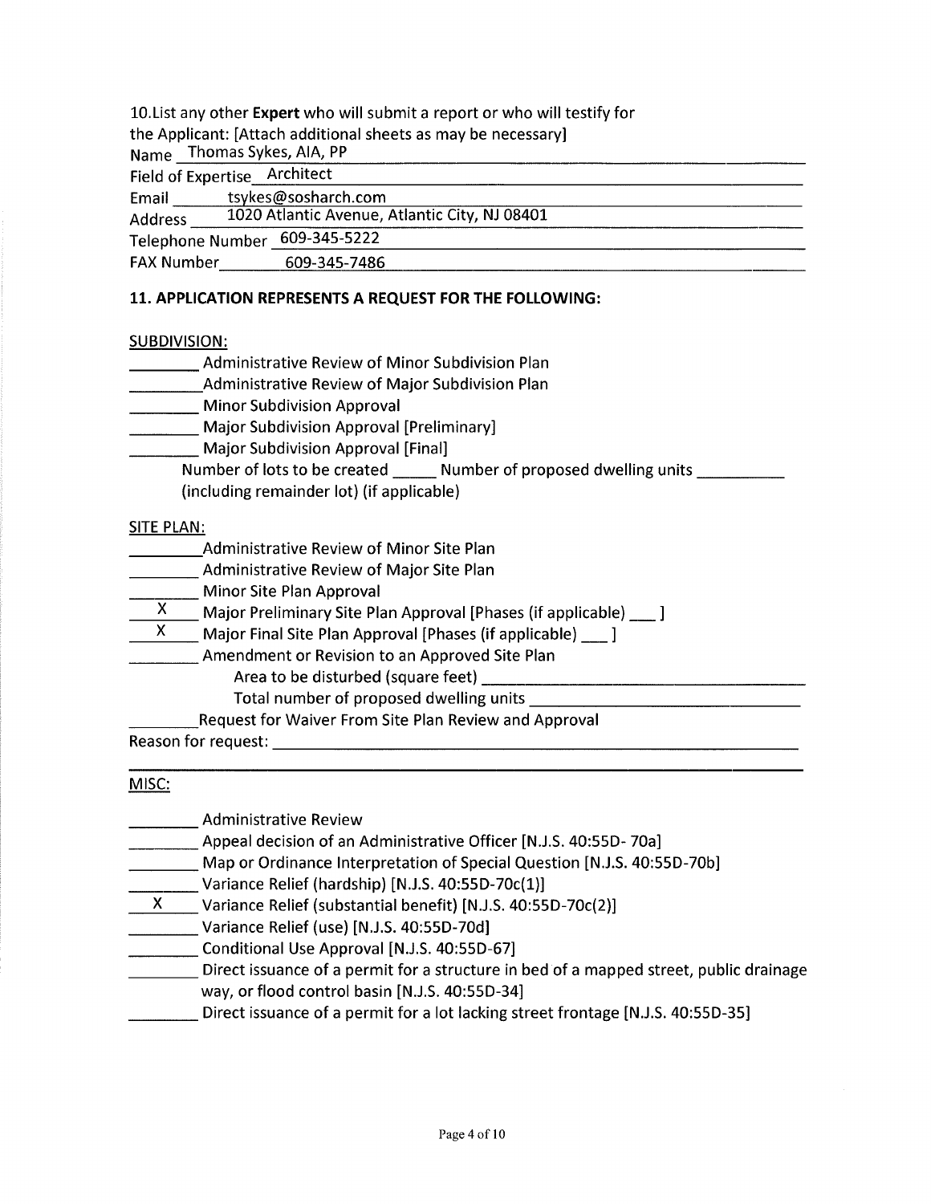10.List any other **Expert** who will submit a report or who will testify for the Applicant: [Attach additional sheets as may be necessary]

Name Thomas Sykes, AIA, PP

Field of Expertise Architect

Email tsykes@sosharch.com

Address 1020 Atlantic Avenue, Atlantic City, NJ 08401

Telephone Number 609-345-5222

FAX Number 609-345-7486

## 11. APPLICATION REPRESENTS A REQUEST FOR THE FOLLOWING:

SUBDIVISION:

_______ Administrative Review of Minor Subdivision Plan

_______ Administrative Review of Major Subdivision Plan

_______ Minor Subdivision Approval

_______ Major Subdivision Approval [Preliminary]

_______ Major Subdivision Approval [Final]

Number of lots to be created _____ Number of proposed dwelling units _________ (including remainder lot) (if applicable)

SITE PLAN:

_______ Administrative Review of Minor Site Plan

_______ Administrative Review of Major Site Plan

_______ Minor Site Plan Approval

___X___ Major Preliminary Site Plan Approval [Phases (if applicable) ___ ]

___X___ Major Final Site Plan Approval [Phases (if applicable) ___ ]

_______ Amendment or Revision to an Approved Site Plan

Area to be disturbed (square feet) _______________

Total number of proposed dwelling units _______________

_______ Request for Waiver From Site Plan Review and Approval

Reason for request: _______________

MISC:

_______ Administrative Review

_______ Appeal decision of an Administrative Officer [N.J.S. 40:55D- 70a]

_______ Map or Ordinance Interpretation of Special Question [N.J.S. 40:55D-70b]

_______ Variance Relief (hardship) [N.J.S. 40:55D-70c(1)]

___X___ Variance Relief (substantial benefit) [N.J.S. 40:55D-70c(2)]

_______ Variance Relief (use) [N.J.S. 40:55D-70d]

_______ Conditional Use Approval [N.J.S. 40:55D-67]

_______ Direct issuance of a permit for a structure in bed of a mapped street, public drainage way, or flood control basin [N.J.S. 40:55D-34]

_______ Direct issuance of a permit for a lot lacking street frontage [N.J.S. 40:55D-35]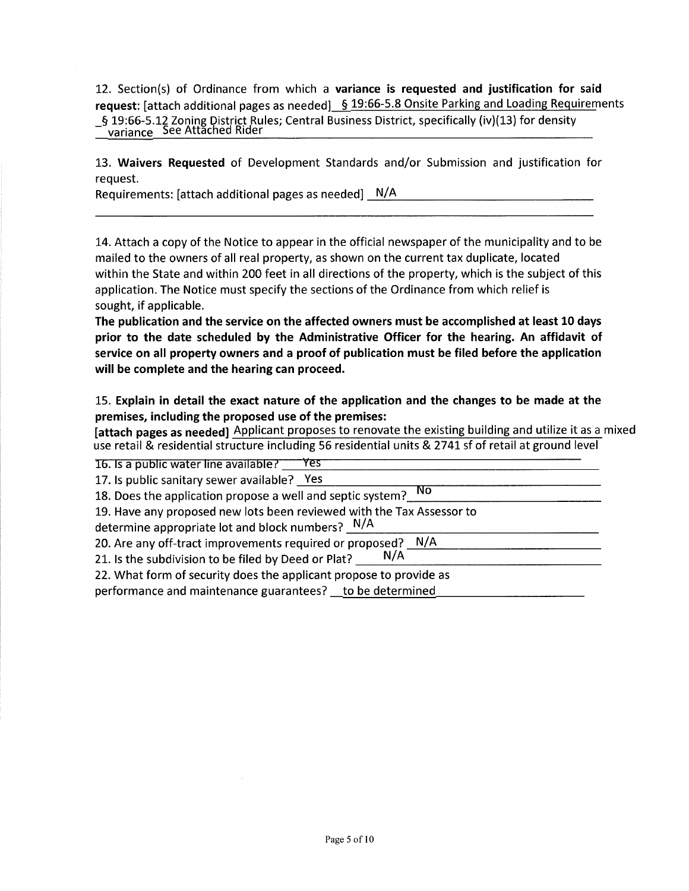12. Section(s) of Ordinance from which a **variance is requested and justification for said request**: [attach additional pages as needed] § 19:66-5.8 Onsite Parking and Loading Requirements § 19:66-5.12 Zoning District Rules; Central Business District, specifically (iv)(13) for density variance See Attached Rider

13. **Waivers Requested** of Development Standards and/or Submission and justification for request.

Requirements: [attach additional pages as needed] N/A

14. Attach a copy of the Notice to appear in the official newspaper of the municipality and to be mailed to the owners of all real property, as shown on the current tax duplicate, located within the State and within 200 feet in all directions of the property, which is the subject of this application. The Notice must specify the sections of the Ordinance from which relief is sought, if applicable.

**The publication and the service on the affected owners must be accomplished at least 10 days prior to the date scheduled by the Administrative Officer for the hearing. An affidavit of service on all property owners and a proof of publication must be filed before the application will be complete and the hearing can proceed.**

15. **Explain in detail the exact nature of the application and the changes to be made at the premises, including the proposed use of the premises:**

**[attach pages as needed]** Applicant proposes to renovate the existing building and utilize it as a mixed use retail & residential structure including 56 residential units & 2741 sf of retail at ground level

16. Is a public water line available? Yes

17. Is public sanitary sewer available? Yes

18. Does the application propose a well and septic system? No

19. Have any proposed new lots been reviewed with the Tax Assessor to determine appropriate lot and block numbers? N/A

20. Are any off-tract improvements required or proposed? N/A

21. Is the subdivision to be filed by Deed or Plat? N/A

22. What form of security does the applicant propose to provide as performance and maintenance guarantees? to be determined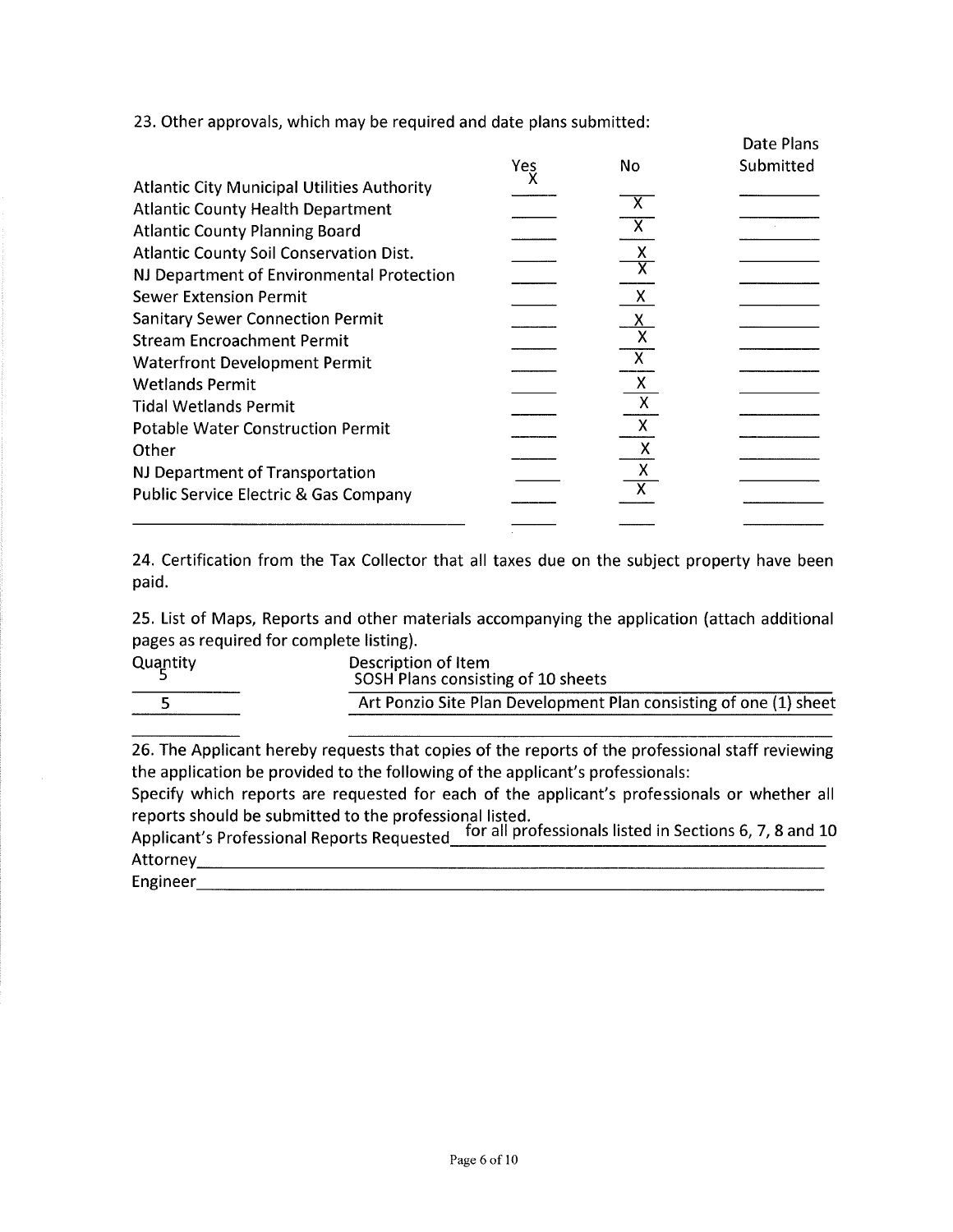23. Other approvals, which may be required and date plans submitted:

| | Yes | No | Date Plans Submitted |
|---|---|---|---|
| Atlantic City Municipal Utilities Authority | X | | |
| Atlantic County Health Department | | X | |
| Atlantic County Planning Board | | X | |
| Atlantic County Soil Conservation Dist. | | X | |
| NJ Department of Environmental Protection | | X | |
| Sewer Extension Permit | | X | |
| Sanitary Sewer Connection Permit | | X | |
| Stream Encroachment Permit | | X | |
| Waterfront Development Permit | | X | |
| Wetlands Permit | | X | |
| Tidal Wetlands Permit | | X | |
| Potable Water Construction Permit | | X | |
| Other | | X | |
| NJ Department of Transportation | | X | |
| Public Service Electric & Gas Company | | X | |
| | | | |

24. Certification from the Tax Collector that all taxes due on the subject property have been paid.

25. List of Maps, Reports and other materials accompanying the application (attach additional pages as required for complete listing).

| Quantity | Description of Item |
|---|---|
| 5 | SOSH Plans consisting of 10 sheets |
| 5 | Art Ponzio Site Plan Development Plan consisting of one (1) sheet |
| | |

26. The Applicant hereby requests that copies of the reports of the professional staff reviewing the application be provided to the following of the applicant's professionals:

Specify which reports are requested for each of the applicant's professionals or whether all reports should be submitted to the professional listed.

Applicant's Professional Reports Requested for all professionals listed in Sections 6, 7, 8 and 10

Attorney\_\_\_\_\_\_\_\_\_\_\_\_\_\_\_\_\_\_\_\_

Engineer\_\_\_\_\_\_\_\_\_\_\_\_\_\_\_\_\_\_\_\_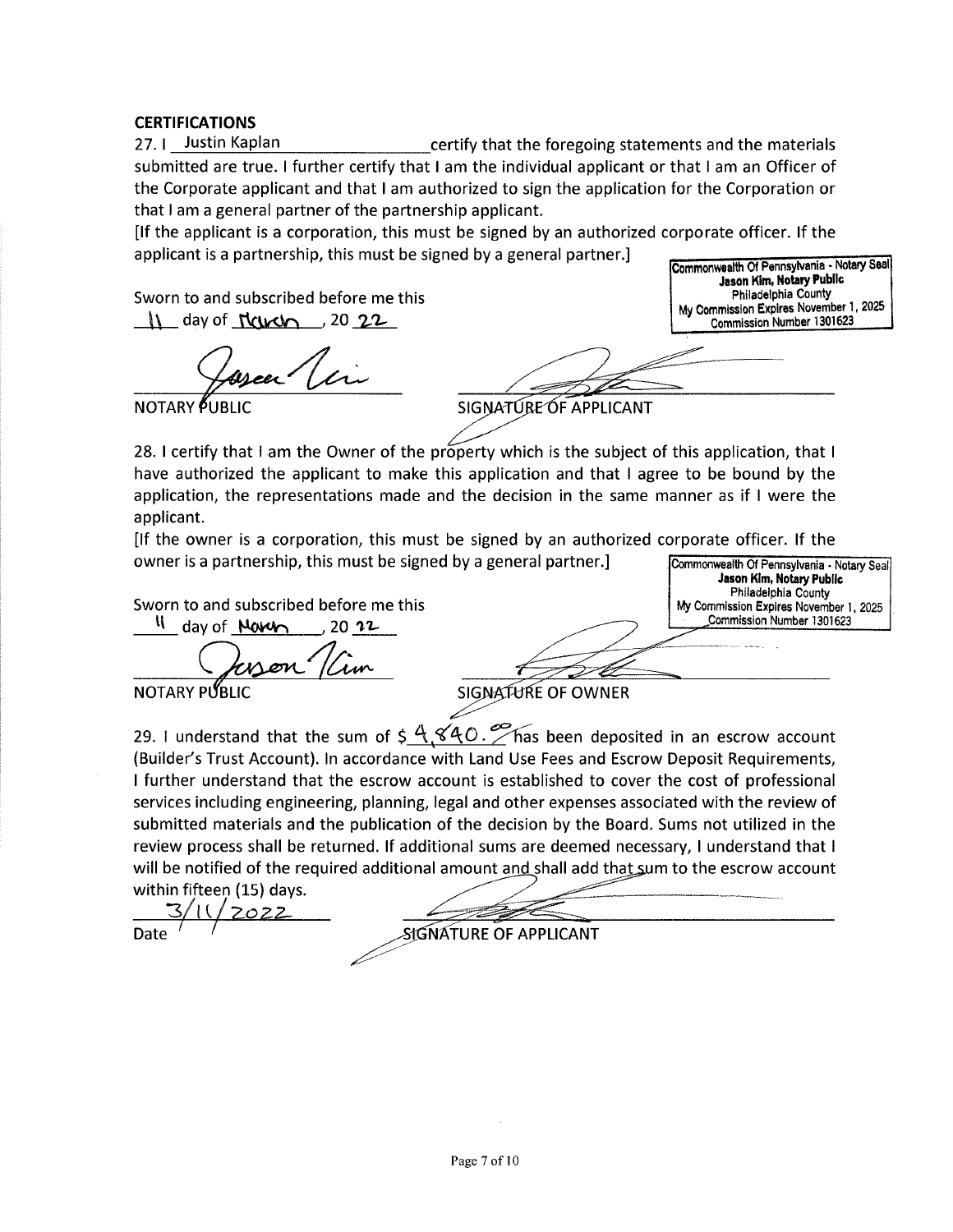**CERTIFICATIONS**

27. I Justin Kaplan certify that the foregoing statements and the materials submitted are true. I further certify that I am the individual applicant or that I am an Officer of the Corporate applicant and that I am authorized to sign the application for the Corporation or that I am a general partner of the partnership applicant.

[If the applicant is a corporation, this must be signed by an authorized corporate officer. If the applicant is a partnership, this must be signed by a general partner.]

Commonwealth Of Pennsylvania - Notary Seal
Jason Kim, Notary Public
Philadelphia County
My Commission Expires November 1, 2025
Commission Number 1301623

Sworn to and subscribed before me this
11 day of March, 20 22

NOTARY PUBLIC

SIGNATURE OF APPLICANT

28. I certify that I am the Owner of the property which is the subject of this application, that I have authorized the applicant to make this application and that I agree to be bound by the application, the representations made and the decision in the same manner as if I were the applicant.

[If the owner is a corporation, this must be signed by an authorized corporate officer. If the owner is a partnership, this must be signed by a general partner.]

Commonwealth Of Pennsylvania - Notary Seal
Jason Kim, Notary Public
Philadelphia County
My Commission Expires November 1, 2025
Commission Number 1301623

Sworn to and subscribed before me this
11 day of March, 20 22

NOTARY PUBLIC

SIGNATURE OF OWNER

29. I understand that the sum of $ 4,840.00 has been deposited in an escrow account (Builder's Trust Account). In accordance with Land Use Fees and Escrow Deposit Requirements, I further understand that the escrow account is established to cover the cost of professional services including engineering, planning, legal and other expenses associated with the review of submitted materials and the publication of the decision by the Board. Sums not utilized in the review process shall be returned. If additional sums are deemed necessary, I understand that I will be notified of the required additional amount and shall add that sum to the escrow account within fifteen (15) days.

3/11/2022
Date

SIGNATURE OF APPLICANT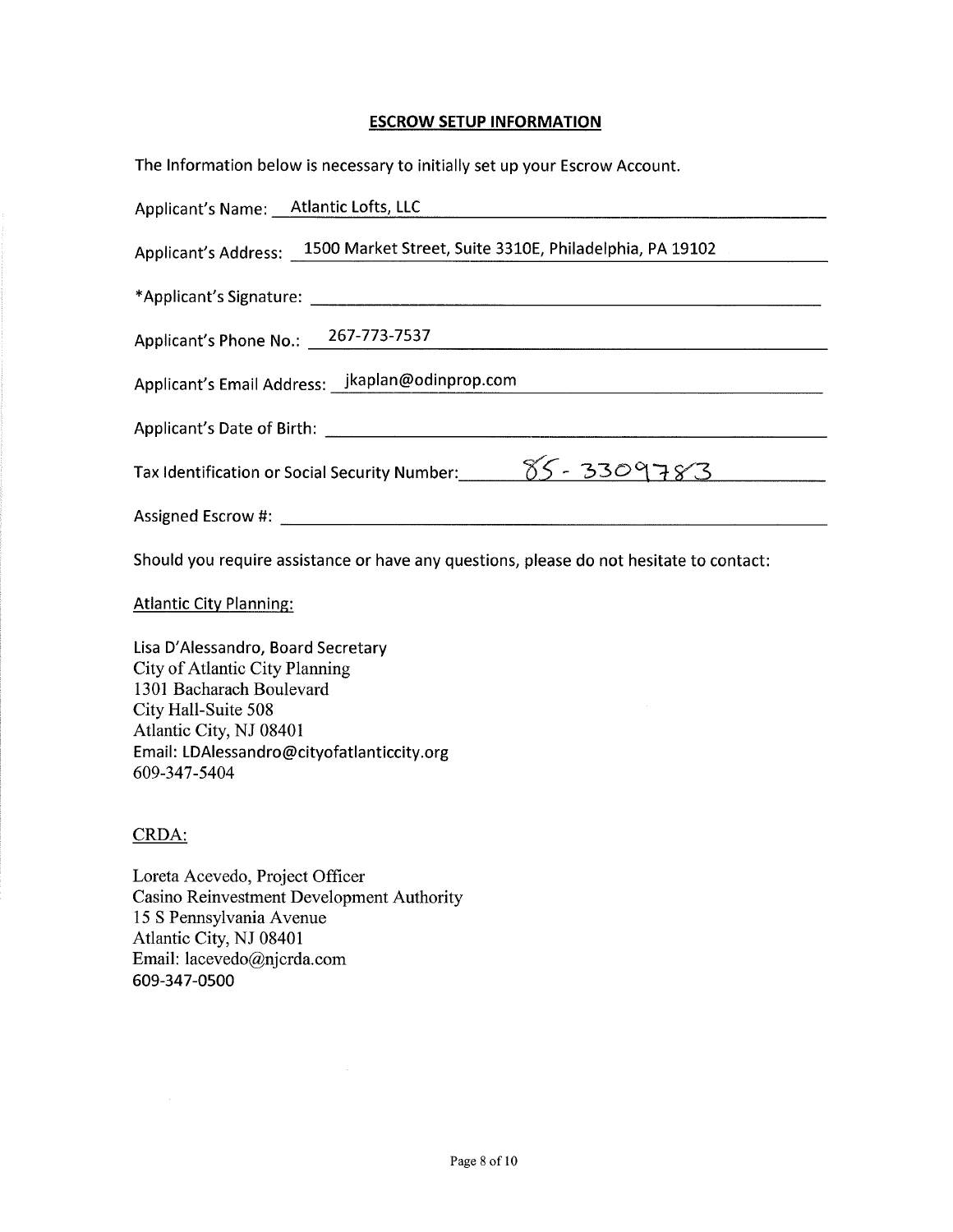## ESCROW SETUP INFORMATION

The Information below is necessary to initially set up your Escrow Account.

Applicant's Name: Atlantic Lofts, LLC

Applicant's Address: 1500 Market Street, Suite 3310E, Philadelphia, PA 19102

*Applicant's Signature: ______________________________

Applicant's Phone No.: 267-773-7537

Applicant's Email Address: jkaplan@odinprop.com

Applicant's Date of Birth: ______________________________

Tax Identification or Social Security Number: 85-3309783

Assigned Escrow #: ______________________________

Should you require assistance or have any questions, please do not hesitate to contact:

Atlantic City Planning:

Lisa D'Alessandro, Board Secretary
City of Atlantic City Planning
1301 Bacharach Boulevard
City Hall-Suite 508
Atlantic City, NJ 08401
Email: LDAlessandro@cityofatlanticcity.org
609-347-5404

CRDA:

Loreta Acevedo, Project Officer
Casino Reinvestment Development Authority
15 S Pennsylvania Avenue
Atlantic City, NJ 08401
Email: lacevedo@njcrda.com
609-347-0500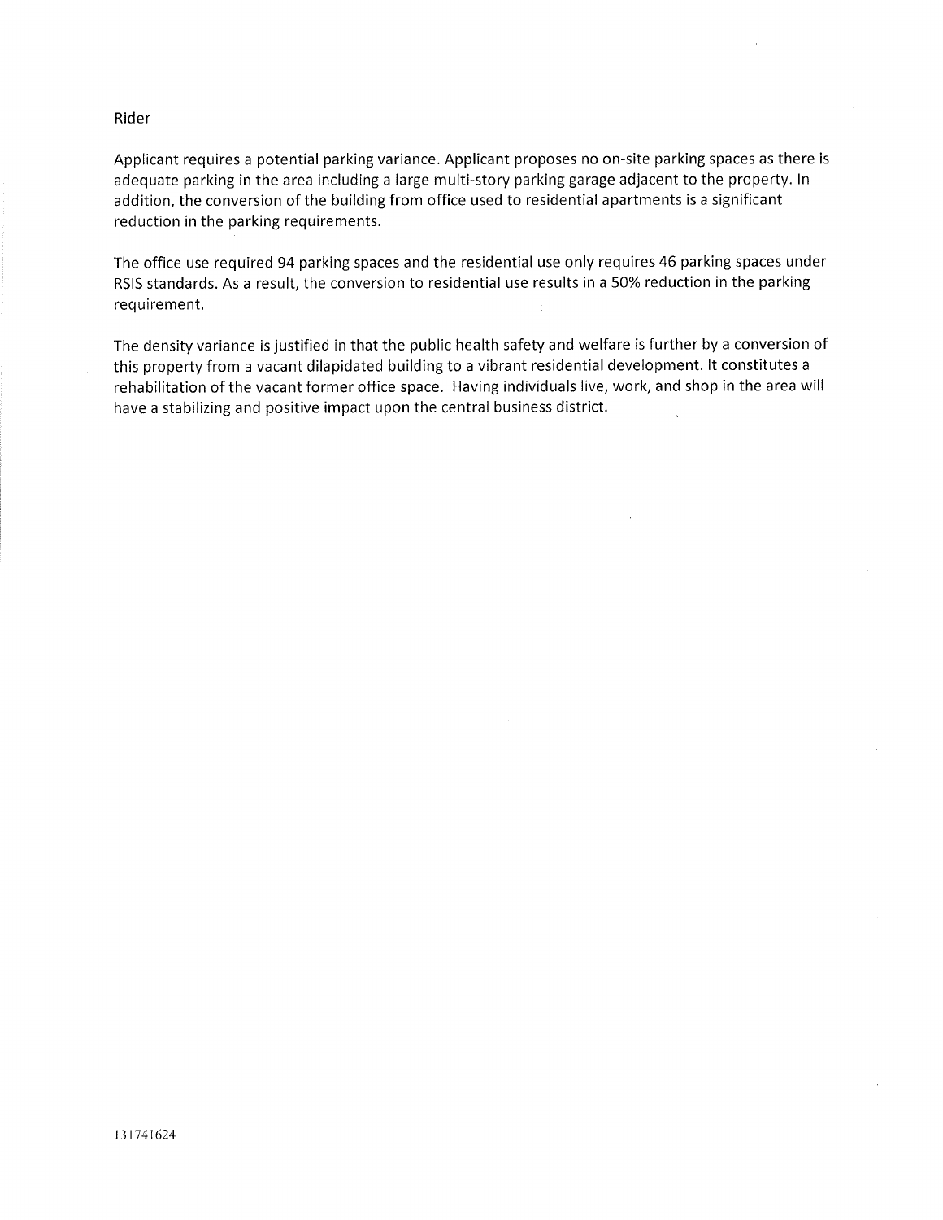Rider

Applicant requires a potential parking variance. Applicant proposes no on-site parking spaces as there is adequate parking in the area including a large multi-story parking garage adjacent to the property. In addition, the conversion of the building from office used to residential apartments is a significant reduction in the parking requirements.

The office use required 94 parking spaces and the residential use only requires 46 parking spaces under RSIS standards. As a result, the conversion to residential use results in a 50% reduction in the parking requirement.

The density variance is justified in that the public health safety and welfare is further by a conversion of this property from a vacant dilapidated building to a vibrant residential development. It constitutes a rehabilitation of the vacant former office space. Having individuals live, work, and shop in the area will have a stabilizing and positive impact upon the central business district.

131741624